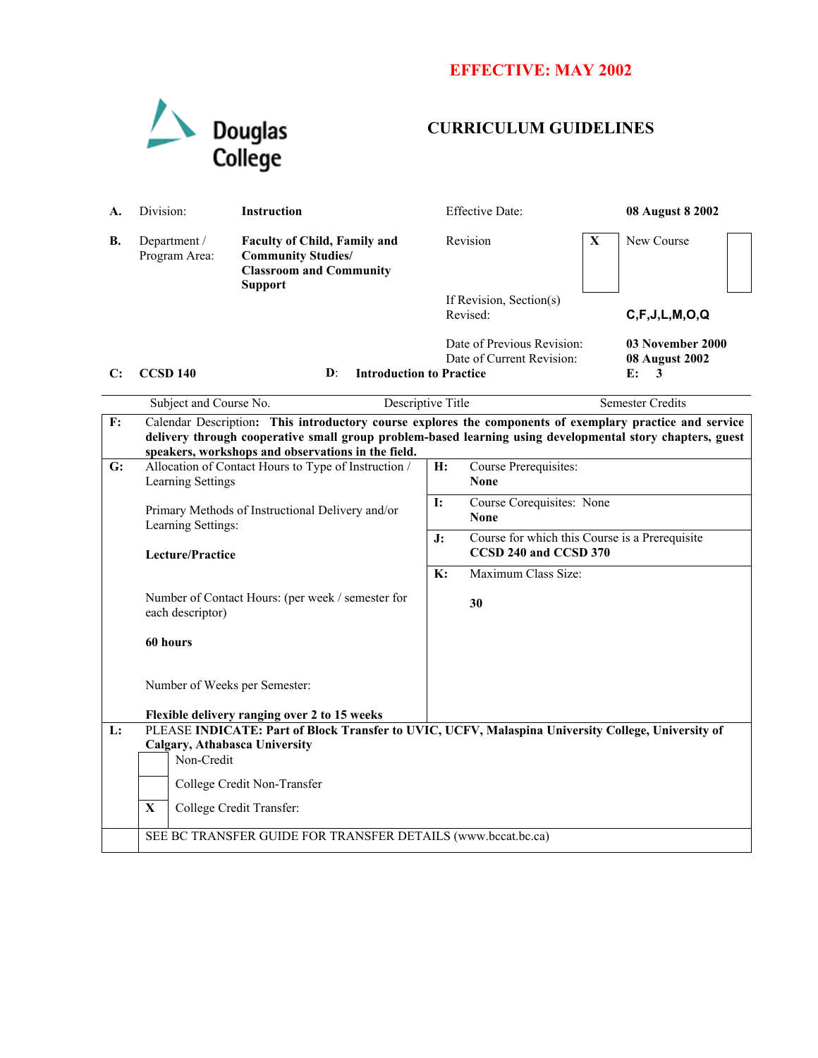**EFFECTIVE: MAY 2002**

Douglas College

# CURRICULUM GUIDELINES

| | | | | |
|---|---|---|---|---|
| **A.** | Division: | **Instruction** | Effective Date: | **08 August 8 2002** |
| **B.** | Department / Program Area: | **Faculty of Child, Family and Community Studies/ Classroom and Community Support** | Revision **X** | New Course |
| | | | If Revision, Section(s) Revised: | **C,F,J,L,M,O,Q** |
| | | | Date of Previous Revision: | **03 November 2000** |
| | | | Date of Current Revision: | **08 August 2002** |

| **C:** | **CCSD 140** | **D:** | **Introduction to Practice** | **E:** | **3** |
|---|---|---|---|---|---|
| | Subject and Course No. | | Descriptive Title | | Semester Credits |

**F:** Calendar Description: **This introductory course explores the components of exemplary practice and service delivery through cooperative small group problem-based learning using developmental story chapters, guest speakers, workshops and observations in the field.**

**G:** Allocation of Contact Hours to Type of Instruction / Learning Settings

Primary Methods of Instructional Delivery and/or Learning Settings:

**Lecture/Practice**

Number of Contact Hours: (per week / semester for each descriptor)

**60 hours**

Number of Weeks per Semester:

**Flexible delivery ranging over 2 to 15 weeks**

**H:** Course Prerequisites:
**None**

**I:** Course Corequisites: None
**None**

**J:** Course for which this Course is a Prerequisite
**CCSD 240 and CCSD 370**

**K:** Maximum Class Size:

**30**

**L:** PLEASE **INDICATE: Part of Block Transfer to UVIC, UCFV, Malaspina University College, University of Calgary, Athabasca University**

| | |
|---|---|
| | Non-Credit |
| | College Credit Non-Transfer |
| **X** | College Credit Transfer: |

SEE BC TRANSFER GUIDE FOR TRANSFER DETAILS (www.bccat.bc.ca)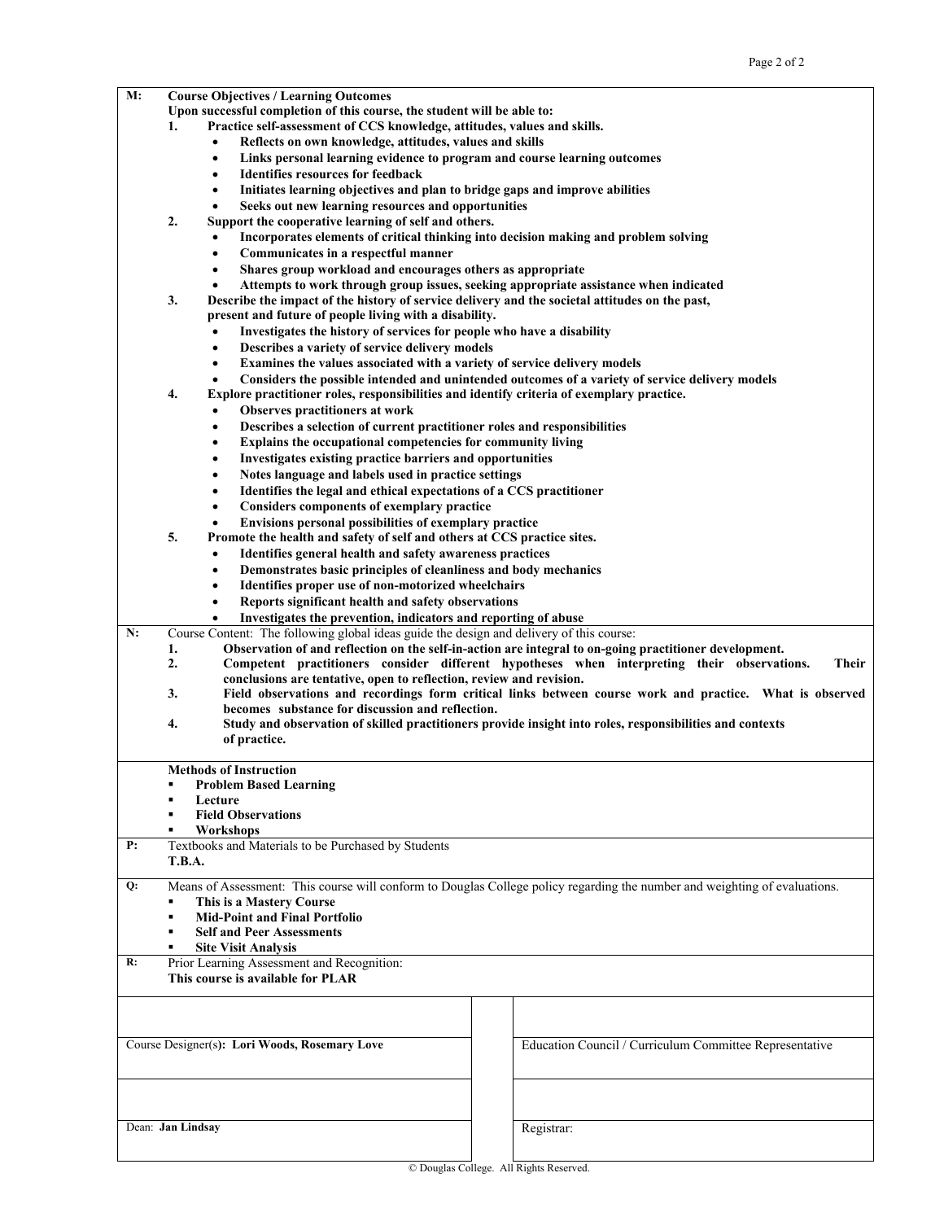**M: Course Objectives / Learning Outcomes**

**Upon successful completion of this course, the student will be able to:**

1. **Practice self-assessment of CCS knowledge, attitudes, values and skills.**
   - **Reflects on own knowledge, attitudes, values and skills**
   - **Links personal learning evidence to program and course learning outcomes**
   - **Identifies resources for feedback**
   - **Initiates learning objectives and plan to bridge gaps and improve abilities**
   - **Seeks out new learning resources and opportunities**
2. **Support the cooperative learning of self and others.**
   - **Incorporates elements of critical thinking into decision making and problem solving**
   - **Communicates in a respectful manner**
   - **Shares group workload and encourages others as appropriate**
   - **Attempts to work through group issues, seeking appropriate assistance when indicated**
3. **Describe the impact of the history of service delivery and the societal attitudes on the past, present and future of people living with a disability.**
   - **Investigates the history of services for people who have a disability**
   - **Describes a variety of service delivery models**
   - **Examines the values associated with a variety of service delivery models**
   - **Considers the possible intended and unintended outcomes of a variety of service delivery models**
4. **Explore practitioner roles, responsibilities and identify criteria of exemplary practice.**
   - **Observes practitioners at work**
   - **Describes a selection of current practitioner roles and responsibilities**
   - **Explains the occupational competencies for community living**
   - **Investigates existing practice barriers and opportunities**
   - **Notes language and labels used in practice settings**
   - **Identifies the legal and ethical expectations of a CCS practitioner**
   - **Considers components of exemplary practice**
   - **Envisions personal possibilities of exemplary practice**
5. **Promote the health and safety of self and others at CCS practice sites.**
   - **Identifies general health and safety awareness practices**
   - **Demonstrates basic principles of cleanliness and body mechanics**
   - **Identifies proper use of non-motorized wheelchairs**
   - **Reports significant health and safety observations**
   - **Investigates the prevention, indicators and reporting of abuse**

**N:** Course Content: The following global ideas guide the design and delivery of this course:

1. **Observation of and reflection on the self-in-action are integral to on-going practitioner development.**
2. **Competent practitioners consider different hypotheses when interpreting their observations. Their conclusions are tentative, open to reflection, review and revision.**
3. **Field observations and recordings form critical links between course work and practice. What is observed becomes substance for discussion and reflection.**
4. **Study and observation of skilled practitioners provide insight into roles, responsibilities and contexts of practice.**

**Methods of Instruction**

- **Problem Based Learning**
- **Lecture**
- **Field Observations**
- **Workshops**

**P:** Textbooks and Materials to be Purchased by Students

**T.B.A.**

**Q:** Means of Assessment: This course will conform to Douglas College policy regarding the number and weighting of evaluations.

- **This is a Mastery Course**
- **Mid-Point and Final Portfolio**
- **Self and Peer Assessments**
- **Site Visit Analysis**

**R:** Prior Learning Assessment and Recognition:

**This course is available for PLAR**

| | |
|---|---|
| Course Designer(s): **Lori Woods, Rosemary Love** | Education Council / Curriculum Committee Representative |
| Dean: **Jan Lindsay** | Registrar: |

© Douglas College. All Rights Reserved.